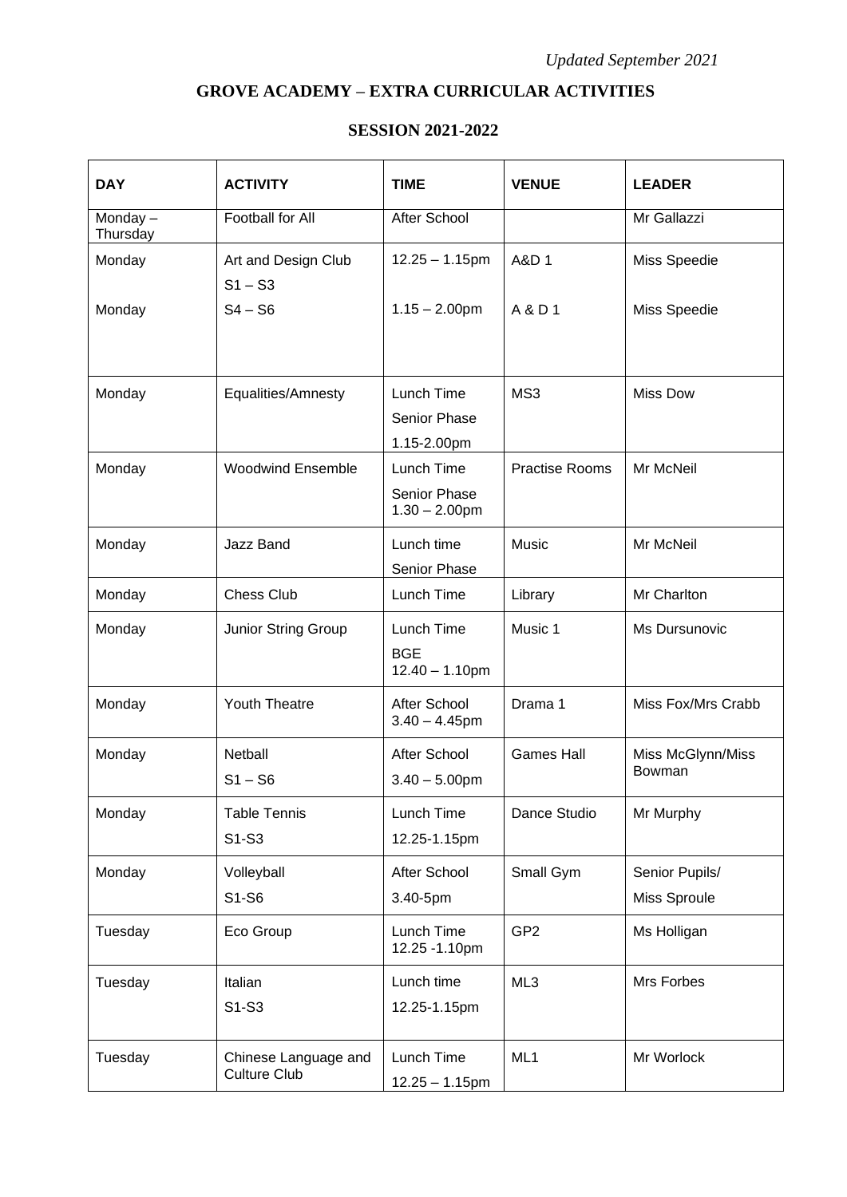*Updated September 2021*

# GROVE ACADEMY – EXTRA CURRICULAR ACTIVITIES

## SESSION 2021-2022

| DAY | ACTIVITY | TIME | VENUE | LEADER |
|---|---|---|---|---|
| Monday – Thursday | Football for All | After School | | Mr Gallazzi |
| Monday<br><br>Monday | Art and Design Club<br>S1 – S3<br>S4 – S6 | 12.25 – 1.15pm<br><br>1.15 – 2.00pm | A&D 1<br><br>A & D 1 | Miss Speedie<br><br>Miss Speedie |
| Monday | Equalities/Amnesty | Lunch Time<br>Senior Phase<br>1.15-2.00pm | MS3 | Miss Dow |
| Monday | Woodwind Ensemble | Lunch Time<br>Senior Phase<br>1.30 – 2.00pm | Practise Rooms | Mr McNeil |
| Monday | Jazz Band | Lunch time<br>Senior Phase | Music | Mr McNeil |
| Monday | Chess Club | Lunch Time | Library | Mr Charlton |
| Monday | Junior String Group | Lunch Time<br>BGE<br>12.40 – 1.10pm | Music 1 | Ms Dursunovic |
| Monday | Youth Theatre | After School<br>3.40 – 4.45pm | Drama 1 | Miss Fox/Mrs Crabb |
| Monday | Netball<br>S1 – S6 | After School<br>3.40 – 5.00pm | Games Hall | Miss McGlynn/Miss Bowman |
| Monday | Table Tennis<br>S1-S3 | Lunch Time<br>12.25-1.15pm | Dance Studio | Mr Murphy |
| Monday | Volleyball<br>S1-S6 | After School<br>3.40-5pm | Small Gym | Senior Pupils/<br>Miss Sproule |
| Tuesday | Eco Group | Lunch Time<br>12.25 -1.10pm | GP2 | Ms Holligan |
| Tuesday | Italian<br>S1-S3 | Lunch time<br>12.25-1.15pm | ML3 | Mrs Forbes |
| Tuesday | Chinese Language and Culture Club | Lunch Time<br>12.25 – 1.15pm | ML1 | Mr Worlock |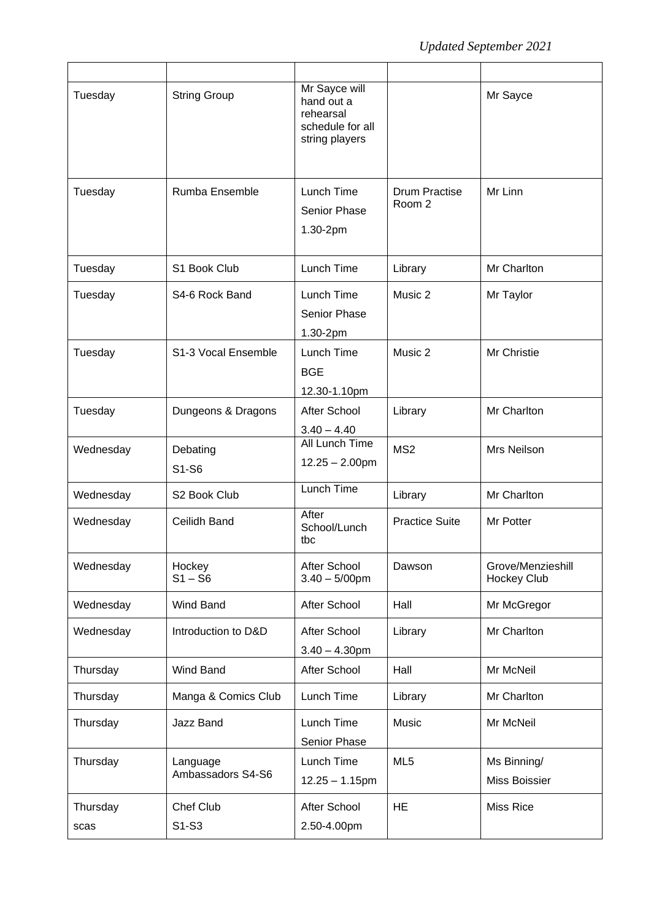*Updated September 2021*

| | | | | |
|---|---|---|---|---|
| Tuesday | String Group | Mr Sayce will hand out a rehearsal schedule for all string players | | Mr Sayce |
| Tuesday | Rumba Ensemble | Lunch Time<br>Senior Phase<br>1.30-2pm | Drum Practise Room 2 | Mr Linn |
| Tuesday | S1 Book Club | Lunch Time | Library | Mr Charlton |
| Tuesday | S4-6 Rock Band | Lunch Time<br>Senior Phase<br>1.30-2pm | Music 2 | Mr Taylor |
| Tuesday | S1-3 Vocal Ensemble | Lunch Time<br>BGE<br>12.30-1.10pm | Music 2 | Mr Christie |
| Tuesday | Dungeons & Dragons | After School<br>3.40 – 4.40 | Library | Mr Charlton |
| Wednesday | Debating<br>S1-S6 | All Lunch Time<br>12.25 – 2.00pm | MS2 | Mrs Neilson |
| Wednesday | S2 Book Club | Lunch Time | Library | Mr Charlton |
| Wednesday | Ceilidh Band | After School/Lunch tbc | Practice Suite | Mr Potter |
| Wednesday | Hockey<br>S1 – S6 | After School<br>3.40 – 5/00pm | Dawson | Grove/Menzieshill Hockey Club |
| Wednesday | Wind Band | After School | Hall | Mr McGregor |
| Wednesday | Introduction to D&D | After School<br>3.40 – 4.30pm | Library | Mr Charlton |
| Thursday | Wind Band | After School | Hall | Mr McNeil |
| Thursday | Manga & Comics Club | Lunch Time | Library | Mr Charlton |
| Thursday | Jazz Band | Lunch Time<br>Senior Phase | Music | Mr McNeil |
| Thursday | Language Ambassadors S4-S6 | Lunch Time<br>12.25 – 1.15pm | ML5 | Ms Binning/<br>Miss Boissier |
| Thursday<br>scas | Chef Club<br>S1-S3 | After School<br>2.50-4.00pm | HE | Miss Rice |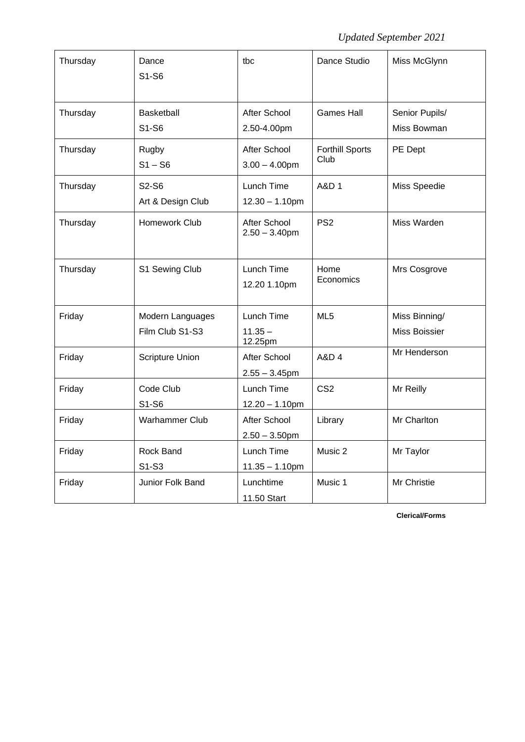*Updated September 2021*

| | | | | |
|---|---|---|---|---|
| Thursday | Dance<br>S1-S6 | tbc | Dance Studio | Miss McGlynn |
| Thursday | Basketball<br>S1-S6 | After School<br>2.50-4.00pm | Games Hall | Senior Pupils/<br>Miss Bowman |
| Thursday | Rugby<br>S1 – S6 | After School<br>3.00 – 4.00pm | Forthill Sports Club | PE Dept |
| Thursday | S2-S6<br>Art & Design Club | Lunch Time<br>12.30 – 1.10pm | A&D 1 | Miss Speedie |
| Thursday | Homework Club | After School<br>2.50 – 3.40pm | PS2 | Miss Warden |
| Thursday | S1 Sewing Club | Lunch Time<br>12.20 1.10pm | Home Economics | Mrs Cosgrove |
| Friday | Modern Languages<br>Film Club S1-S3 | Lunch Time<br>11.35 – 12.25pm | ML5 | Miss Binning/<br>Miss Boissier |
| Friday | Scripture Union | After School<br>2.55 – 3.45pm | A&D 4 | Mr Henderson |
| Friday | Code Club<br>S1-S6 | Lunch Time<br>12.20 – 1.10pm | CS2 | Mr Reilly |
| Friday | Warhammer Club | After School<br>2.50 – 3.50pm | Library | Mr Charlton |
| Friday | Rock Band<br>S1-S3 | Lunch Time<br>11.35 – 1.10pm | Music 2 | Mr Taylor |
| Friday | Junior Folk Band | Lunchtime<br>11.50 Start | Music 1 | Mr Christie |

**Clerical/Forms**